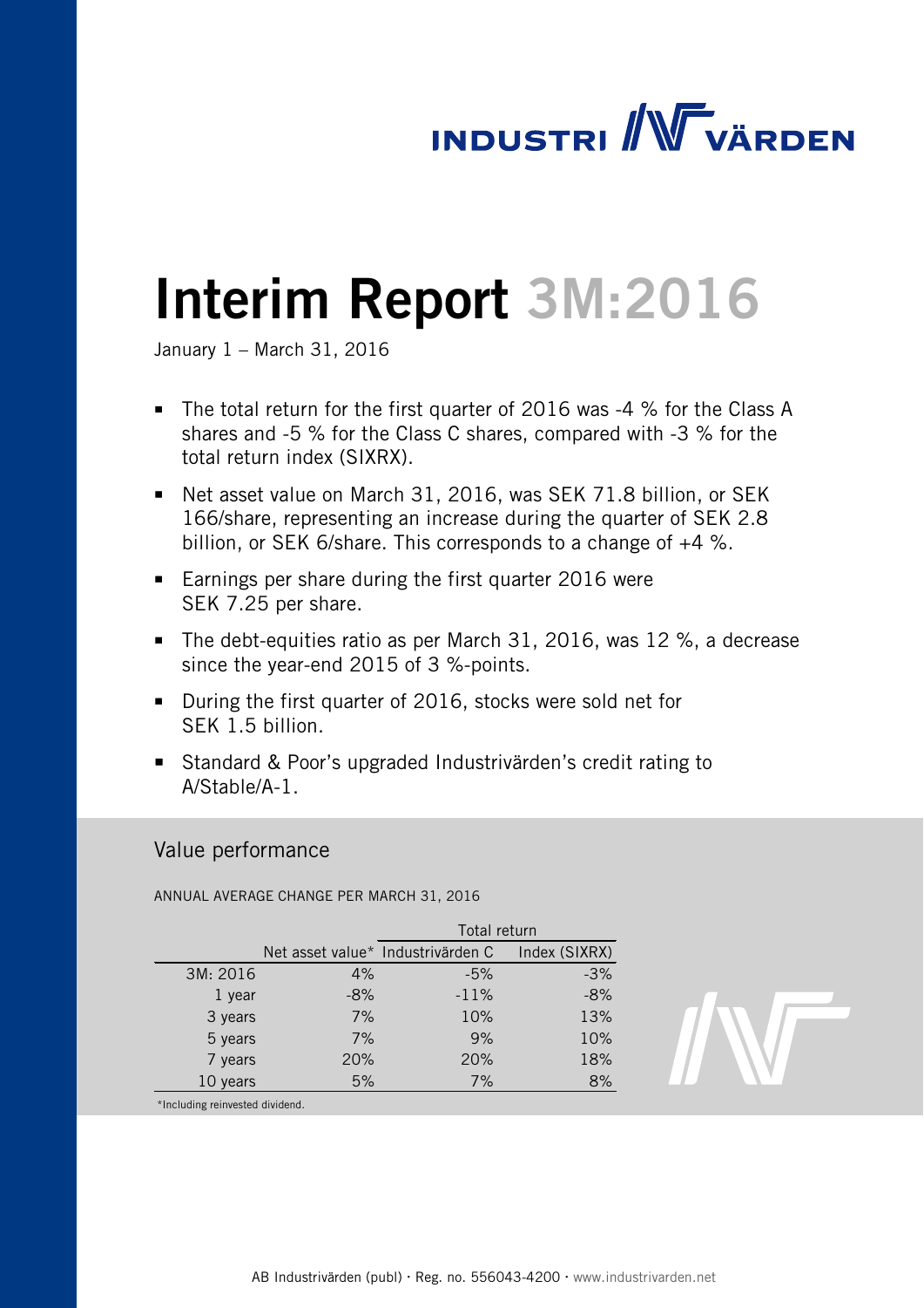# Interim Report 3M:2016

January 1 – March 31, 2016

- The total return for the first quarter of 2016 was -4 % for the Class A shares and -5 % for the Class C shares, compared with -3 % for the total return index (SIXRX).
- Net asset value on March 31, 2016, was SEK 71.8 billion, or SEK 166/share, representing an increase during the quarter of SEK 2.8 billion, or SEK 6/share. This corresponds to a change of +4 %.
- Earnings per share during the first quarter 2016 were SEK 7.25 per share.
- The debt-equities ratio as per March 31, 2016, was 12 %, a decrease since the year-end 2015 of 3 %-points.
- During the first quarter of 2016, stocks were sold net for SEK 1.5 billion.
- Standard & Poor's upgraded Industrivärden's credit rating to A/Stable/A-1.

## Value performance

ANNUAL AVERAGE CHANGE PER MARCH 31, 2016

| | | Total return | |
|---|---|---|---|
| | Net asset value* | Industrivärden C | Index (SIXRX) |
| 3M: 2016 | 4% | -5% | -3% |
| 1 year | -8% | -11% | -8% |
| 3 years | 7% | 10% | 13% |
| 5 years | 7% | 9% | 10% |
| 7 years | 20% | 20% | 18% |
| 10 years | 5% | 7% | 8% |

*Including reinvested dividend.

AB Industrivärden (publ) · Reg. no. 556043-4200 · www.industrivarden.net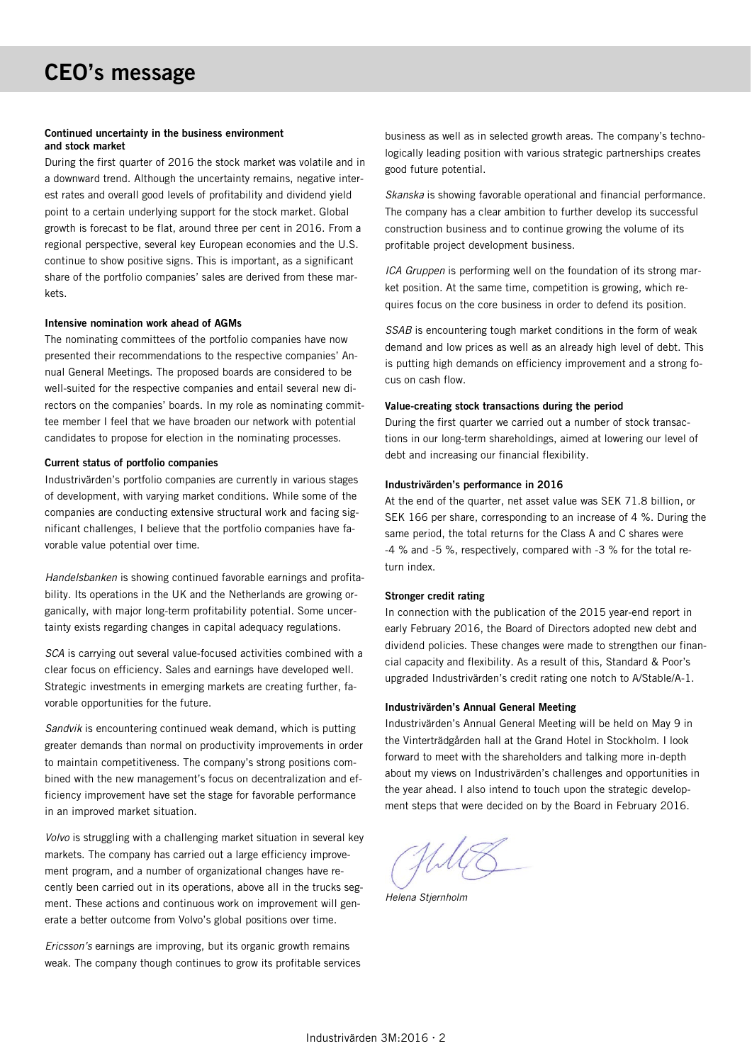# CEO's message

**Continued uncertainty in the business environment and stock market**

During the first quarter of 2016 the stock market was volatile and in a downward trend. Although the uncertainty remains, negative interest rates and overall good levels of profitability and dividend yield point to a certain underlying support for the stock market. Global growth is forecast to be flat, around three per cent in 2016. From a regional perspective, several key European economies and the U.S. continue to show positive signs. This is important, as a significant share of the portfolio companies' sales are derived from these markets.

**Intensive nomination work ahead of AGMs**

The nominating committees of the portfolio companies have now presented their recommendations to the respective companies' Annual General Meetings. The proposed boards are considered to be well-suited for the respective companies and entail several new directors on the companies' boards. In my role as nominating committee member I feel that we have broaden our network with potential candidates to propose for election in the nominating processes.

**Current status of portfolio companies**

Industrivärden's portfolio companies are currently in various stages of development, with varying market conditions. While some of the companies are conducting extensive structural work and facing significant challenges, I believe that the portfolio companies have favorable value potential over time.

*Handelsbanken* is showing continued favorable earnings and profitability. Its operations in the UK and the Netherlands are growing organically, with major long-term profitability potential. Some uncertainty exists regarding changes in capital adequacy regulations.

*SCA* is carrying out several value-focused activities combined with a clear focus on efficiency. Sales and earnings have developed well. Strategic investments in emerging markets are creating further, favorable opportunities for the future.

*Sandvik* is encountering continued weak demand, which is putting greater demands than normal on productivity improvements in order to maintain competitiveness. The company's strong positions combined with the new management's focus on decentralization and efficiency improvement have set the stage for favorable performance in an improved market situation.

*Volvo* is struggling with a challenging market situation in several key markets. The company has carried out a large efficiency improvement program, and a number of organizational changes have recently been carried out in its operations, above all in the trucks segment. These actions and continuous work on improvement will generate a better outcome from Volvo's global positions over time.

*Ericsson's* earnings are improving, but its organic growth remains weak. The company though continues to grow its profitable services business as well as in selected growth areas. The company's technologically leading position with various strategic partnerships creates good future potential.

*Skanska* is showing favorable operational and financial performance. The company has a clear ambition to further develop its successful construction business and to continue growing the volume of its profitable project development business.

*ICA Gruppen* is performing well on the foundation of its strong market position. At the same time, competition is growing, which requires focus on the core business in order to defend its position.

*SSAB* is encountering tough market conditions in the form of weak demand and low prices as well as an already high level of debt. This is putting high demands on efficiency improvement and a strong focus on cash flow.

**Value-creating stock transactions during the period**

During the first quarter we carried out a number of stock transactions in our long-term shareholdings, aimed at lowering our level of debt and increasing our financial flexibility.

**Industrivärden's performance in 2016**

At the end of the quarter, net asset value was SEK 71.8 billion, or SEK 166 per share, corresponding to an increase of 4 %. During the same period, the total returns for the Class A and C shares were -4 % and -5 %, respectively, compared with -3 % for the total return index.

**Stronger credit rating**

In connection with the publication of the 2015 year-end report in early February 2016, the Board of Directors adopted new debt and dividend policies. These changes were made to strengthen our financial capacity and flexibility. As a result of this, Standard & Poor's upgraded Industrivärden's credit rating one notch to A/Stable/A-1.

**Industrivärden's Annual General Meeting**

Industrivärden's Annual General Meeting will be held on May 9 in the Vinterträdgården hall at the Grand Hotel in Stockholm. I look forward to meet with the shareholders and talking more in-depth about my views on Industrivärden's challenges and opportunities in the year ahead. I also intend to touch upon the strategic development steps that were decided on by the Board in February 2016.

*Helena Stjernholm*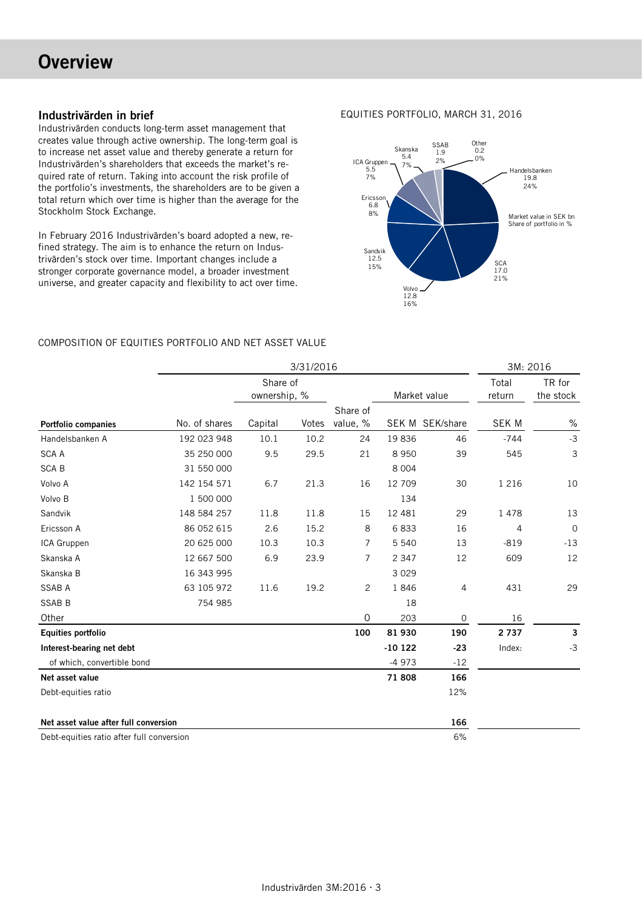# Overview

## Industrivärden in brief

Industrivärden conducts long-term asset management that creates value through active ownership. The long-term goal is to increase net asset value and thereby generate a return for Industrivärden's shareholders that exceeds the market's required rate of return. Taking into account the risk profile of the portfolio's investments, the shareholders are to be given a total return which over time is higher than the average for the Stockholm Stock Exchange.

In February 2016 Industrivärden's board adopted a new, refined strategy. The aim is to enhance the return on Industrivärden's stock over time. Important changes include a stronger corporate governance model, a broader investment universe, and greater capacity and flexibility to act over time.

EQUITIES PORTFOLIO, MARCH 31, 2016

Market value in SEK bn
Share of portfolio in %

| Company | Market value, SEK bn | Share of portfolio, % |
|---|---|---|
| Handelsbanken | 19.8 | 24% |
| SCA | 17.0 | 21% |
| Volvo | 12.8 | 16% |
| Sandvik | 12.5 | 15% |
| Ericsson | 6.8 | 8% |
| ICA Gruppen | 5.5 | 7% |
| Skanska | 5.4 | 7% |
| SSAB | 1.9 | 2% |
| Other | 0.2 | 0% |

COMPOSITION OF EQUITIES PORTFOLIO AND NET ASSET VALUE

| | 3/31/2016 | | | | | | 3M: 2016 | |
|---|---|---|---|---|---|---|---|---|
| | | Share of ownership, % | | | Market value | | Total return | TR for the stock |
| **Portfolio companies** | No. of shares | Capital | Votes | Share of value, % | SEK M | SEK/share | SEK M | % |
| Handelsbanken A | 192 023 948 | 10.1 | 10.2 | 24 | 19 836 | 46 | -744 | -3 |
| SCA A | 35 250 000 | 9.5 | 29.5 | 21 | 8 950 | 39 | 545 | 3 |
| SCA B | 31 550 000 | | | | 8 004 | | | |
| Volvo A | 142 154 571 | 6.7 | 21.3 | 16 | 12 709 | 30 | 1 216 | 10 |
| Volvo B | 1 500 000 | | | | 134 | | | |
| Sandvik | 148 584 257 | 11.8 | 11.8 | 15 | 12 481 | 29 | 1 478 | 13 |
| Ericsson A | 86 052 615 | 2.6 | 15.2 | 8 | 6 833 | 16 | 4 | 0 |
| ICA Gruppen | 20 625 000 | 10.3 | 10.3 | 7 | 5 540 | 13 | -819 | -13 |
| Skanska A | 12 667 500 | 6.9 | 23.9 | 7 | 2 347 | 12 | 609 | 12 |
| Skanska B | 16 343 995 | | | | 3 029 | | | |
| SSAB A | 63 105 972 | 11.6 | 19.2 | 2 | 1 846 | 4 | 431 | 29 |
| SSAB B | 754 985 | | | | 18 | | | |
| Other | | | | 0 | 203 | 0 | 16 | |
| **Equities portfolio** | | | | **100** | **81 930** | **190** | **2 737** | **3** |
| **Interest-bearing net debt** | | | | | **-10 122** | **-23** | Index: | -3 |
| of which, convertible bond | | | | | -4 973 | -12 | | |
| **Net asset value** | | | | | **71 808** | **166** | | |
| Debt-equities ratio | | | | | | 12% | | |
| | | | | | | | | |
| **Net asset value after full conversion** | | | | | | **166** | | |
| Debt-equities ratio after full conversion | | | | | | 6% | | |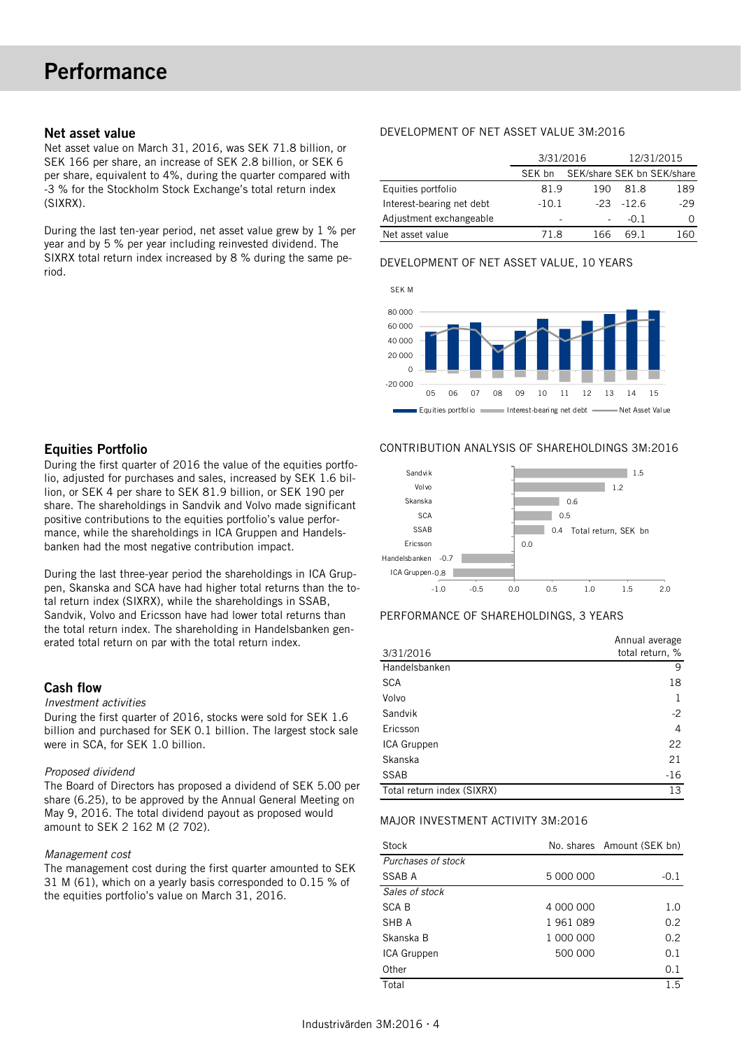# Performance

## Net asset value

Net asset value on March 31, 2016, was SEK 71.8 billion, or SEK 166 per share, an increase of SEK 2.8 billion, or SEK 6 per share, equivalent to 4%, during the quarter compared with -3 % for the Stockholm Stock Exchange's total return index (SIXRX).

During the last ten-year period, net asset value grew by 1 % per year and by 5 % per year including reinvested dividend. The SIXRX total return index increased by 8 % during the same period.

DEVELOPMENT OF NET ASSET VALUE 3M:2016

| | 3/31/2016 | | 12/31/2015 | |
|---|---|---|---|---|
| | SEK bn | SEK/share | SEK bn | SEK/share |
| Equities portfolio | 81.9 | 190 | 81.8 | 189 |
| Interest-bearing net debt | -10.1 | -23 | -12.6 | -29 |
| Adjustment exchangeable | - | - | -0.1 | 0 |
| Net asset value | 71.8 | 166 | 69.1 | 160 |

DEVELOPMENT OF NET ASSET VALUE, 10 YEARS

## Equities Portfolio

During the first quarter of 2016 the value of the equities portfolio, adjusted for purchases and sales, increased by SEK 1.6 billion, or SEK 4 per share to SEK 81.9 billion, or SEK 190 per share. The shareholdings in Sandvik and Volvo made significant positive contributions to the equities portfolio's value performance, while the shareholdings in ICA Gruppen and Handelsbanken had the most negative contribution impact.

During the last three-year period the shareholdings in ICA Gruppen, Skanska and SCA have had higher total returns than the total return index (SIXRX), while the shareholdings in SSAB, Sandvik, Volvo and Ericsson have had lower total returns than the total return index. The shareholding in Handelsbanken generated total return on par with the total return index.

CONTRIBUTION ANALYSIS OF SHAREHOLDINGS 3M:2016

| Shareholding | Total return, SEK bn |
|---|---|
| Sandvik | 1.5 |
| Volvo | 1.2 |
| Skanska | 0.6 |
| SCA | 0.5 |
| SSAB | 0.4 |
| Ericsson | 0.0 |
| Handelsbanken | -0.7 |
| ICA Gruppen | -0.8 |

PERFORMANCE OF SHAREHOLDINGS, 3 YEARS

| 3/31/2016 | Annual average total return, % |
|---|---|
| Handelsbanken | 9 |
| SCA | 18 |
| Volvo | 1 |
| Sandvik | -2 |
| Ericsson | 4 |
| ICA Gruppen | 22 |
| Skanska | 21 |
| SSAB | -16 |
| Total return index (SIXRX) | 13 |

## Cash flow

*Investment activities*

During the first quarter of 2016, stocks were sold for SEK 1.6 billion and purchased for SEK 0.1 billion. The largest stock sale were in SCA, for SEK 1.0 billion.

*Proposed dividend*

The Board of Directors has proposed a dividend of SEK 5.00 per share (6.25), to be approved by the Annual General Meeting on May 9, 2016. The total dividend payout as proposed would amount to SEK 2 162 M (2 702).

*Management cost*

The management cost during the first quarter amounted to SEK 31 M (61), which on a yearly basis corresponded to 0.15 % of the equities portfolio's value on March 31, 2016.

MAJOR INVESTMENT ACTIVITY 3M:2016

| Stock | No. shares | Amount (SEK bn) |
|---|---|---|
| *Purchases of stock* | | |
| SSAB A | 5 000 000 | -0.1 |
| *Sales of stock* | | |
| SCA B | 4 000 000 | 1.0 |
| SHB A | 1 961 089 | 0.2 |
| Skanska B | 1 000 000 | 0.2 |
| ICA Gruppen | 500 000 | 0.1 |
| Other | | 0.1 |
| Total | | 1.5 |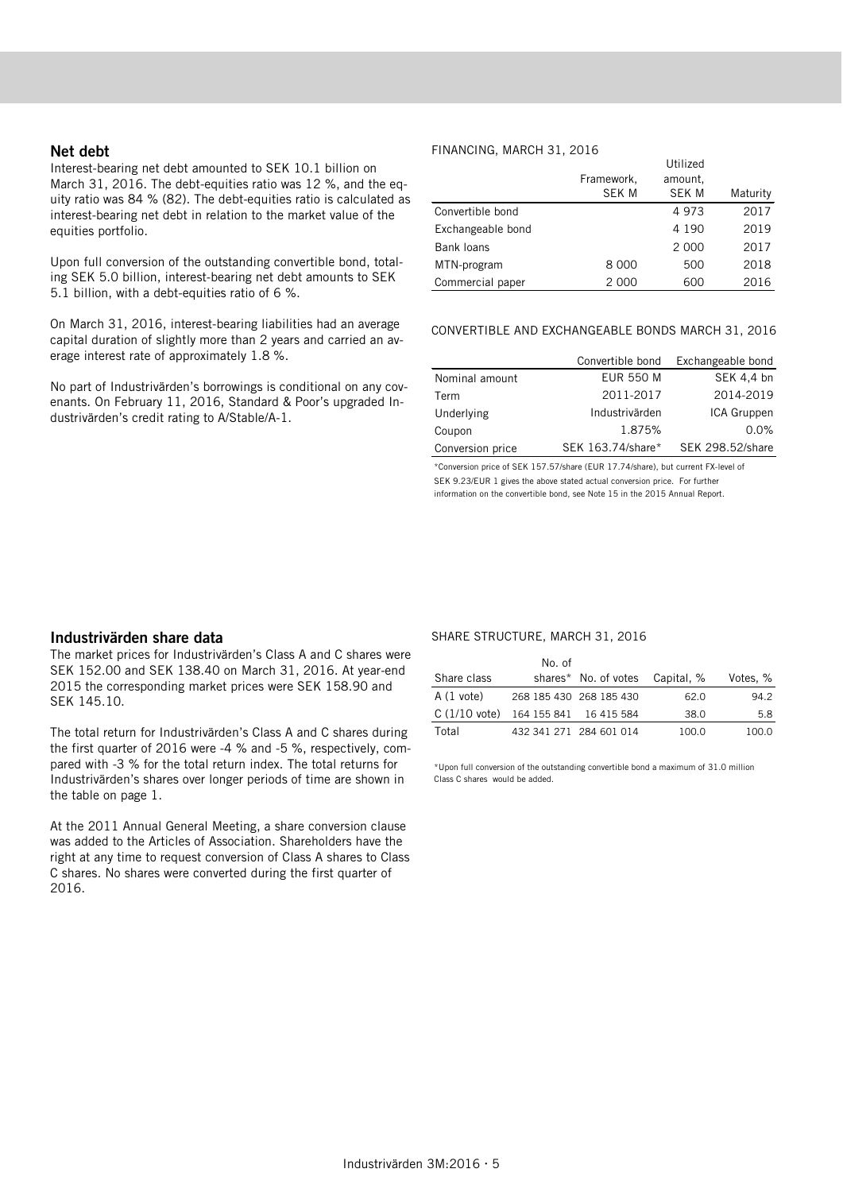## Net debt

Interest-bearing net debt amounted to SEK 10.1 billion on March 31, 2016. The debt-equities ratio was 12 %, and the equity ratio was 84 % (82). The debt-equities ratio is calculated as interest-bearing net debt in relation to the market value of the equities portfolio.

Upon full conversion of the outstanding convertible bond, totaling SEK 5.0 billion, interest-bearing net debt amounts to SEK 5.1 billion, with a debt-equities ratio of 6 %.

On March 31, 2016, interest-bearing liabilities had an average capital duration of slightly more than 2 years and carried an average interest rate of approximately 1.8 %.

No part of Industrivärden's borrowings is conditional on any covenants. On February 11, 2016, Standard & Poor's upgraded Industrivärden's credit rating to A/Stable/A-1.

FINANCING, MARCH 31, 2016

| | Framework, SEK M | Utilized amount, SEK M | Maturity |
|---|---|---|---|
| Convertible bond | | 4 973 | 2017 |
| Exchangeable bond | | 4 190 | 2019 |
| Bank loans | | 2 000 | 2017 |
| MTN-program | 8 000 | 500 | 2018 |
| Commercial paper | 2 000 | 600 | 2016 |

CONVERTIBLE AND EXCHANGEABLE BONDS MARCH 31, 2016

| | Convertible bond | Exchangeable bond |
|---|---|---|
| Nominal amount | EUR 550 M | SEK 4,4 bn |
| Term | 2011-2017 | 2014-2019 |
| Underlying | Industrivärden | ICA Gruppen |
| Coupon | 1.875% | 0.0% |
| Conversion price | SEK 163.74/share* | SEK 298.52/share |

*Conversion price of SEK 157.57/share (EUR 17.74/share), but current FX-level of SEK 9.23/EUR 1 gives the above stated actual conversion price. For further information on the convertible bond, see Note 15 in the 2015 Annual Report.

## Industrivärden share data

The market prices for Industrivärden's Class A and C shares were SEK 152.00 and SEK 138.40 on March 31, 2016. At year-end 2015 the corresponding market prices were SEK 158.90 and SEK 145.10.

The total return for Industrivärden's Class A and C shares during the first quarter of 2016 were -4 % and -5 %, respectively, compared with -3 % for the total return index. The total returns for Industrivärden's shares over longer periods of time are shown in the table on page 1.

At the 2011 Annual General Meeting, a share conversion clause was added to the Articles of Association. Shareholders have the right at any time to request conversion of Class A shares to Class C shares. No shares were converted during the first quarter of 2016.

SHARE STRUCTURE, MARCH 31, 2016

| Share class | No. of shares* | No. of votes | Capital, % | Votes, % |
|---|---|---|---|---|
| A (1 vote) | 268 185 430 | 268 185 430 | 62.0 | 94.2 |
| C (1/10 vote) | 164 155 841 | 16 415 584 | 38.0 | 5.8 |
| Total | 432 341 271 | 284 601 014 | 100.0 | 100.0 |

*Upon full conversion of the outstanding convertible bond a maximum of 31.0 million Class C shares would be added.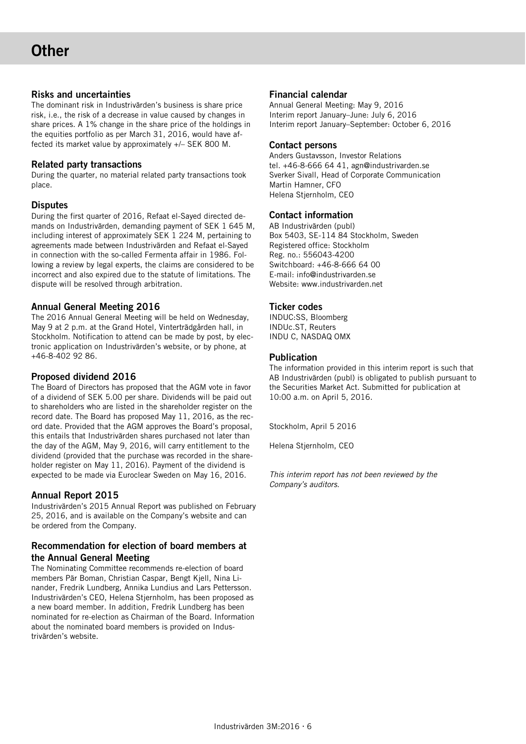# Other

## Risks and uncertainties

The dominant risk in Industrivärden's business is share price risk, i.e., the risk of a decrease in value caused by changes in share prices. A 1% change in the share price of the holdings in the equities portfolio as per March 31, 2016, would have affected its market value by approximately +/– SEK 800 M.

## Related party transactions

During the quarter, no material related party transactions took place.

## Disputes

During the first quarter of 2016, Refaat el-Sayed directed demands on Industrivärden, demanding payment of SEK 1 645 M, including interest of approximately SEK 1 224 M, pertaining to agreements made between Industrivärden and Refaat el-Sayed in connection with the so-called Fermenta affair in 1986. Following a review by legal experts, the claims are considered to be incorrect and also expired due to the statute of limitations. The dispute will be resolved through arbitration.

## Annual General Meeting 2016

The 2016 Annual General Meeting will be held on Wednesday, May 9 at 2 p.m. at the Grand Hotel, Vinterträdgården hall, in Stockholm. Notification to attend can be made by post, by electronic application on Industrivärden's website, or by phone, at +46-8-402 92 86.

## Proposed dividend 2016

The Board of Directors has proposed that the AGM vote in favor of a dividend of SEK 5.00 per share. Dividends will be paid out to shareholders who are listed in the shareholder register on the record date. The Board has proposed May 11, 2016, as the record date. Provided that the AGM approves the Board's proposal, this entails that Industrivärden shares purchased not later than the day of the AGM, May 9, 2016, will carry entitlement to the dividend (provided that the purchase was recorded in the shareholder register on May 11, 2016). Payment of the dividend is expected to be made via Euroclear Sweden on May 16, 2016.

## Annual Report 2015

Industrivärden's 2015 Annual Report was published on February 25, 2016, and is available on the Company's website and can be ordered from the Company.

## Recommendation for election of board members at the Annual General Meeting

The Nominating Committee recommends re-election of board members Pär Boman, Christian Caspar, Bengt Kjell, Nina Linander, Fredrik Lundberg, Annika Lundius and Lars Pettersson. Industrivärden's CEO, Helena Stjernholm, has been proposed as a new board member. In addition, Fredrik Lundberg has been nominated for re-election as Chairman of the Board. Information about the nominated board members is provided on Industrivärden's website.

## Financial calendar

Annual General Meeting: May 9, 2016
Interim report January–June: July 6, 2016
Interim report January–September: October 6, 2016

## Contact persons

Anders Gustavsson, Investor Relations
tel. +46-8-666 64 41, agn@industrivarden.se
Sverker Sivall, Head of Corporate Communication
Martin Hamner, CFO
Helena Stjernholm, CEO

## Contact information

AB Industrivärden (publ)
Box 5403, SE-114 84 Stockholm, Sweden
Registered office: Stockholm
Reg. no.: 556043-4200
Switchboard: +46-8-666 64 00
E-mail: info@industrivarden.se
Website: www.industrivarden.net

## Ticker codes

INDUC:SS, Bloomberg
INDUc.ST, Reuters
INDU C, NASDAQ OMX

## Publication

The information provided in this interim report is such that AB Industrivärden (publ) is obligated to publish pursuant to the Securities Market Act. Submitted for publication at 10:00 a.m. on April 5, 2016.

Stockholm, April 5 2016

Helena Stjernholm, CEO

*This interim report has not been reviewed by the Company's auditors.*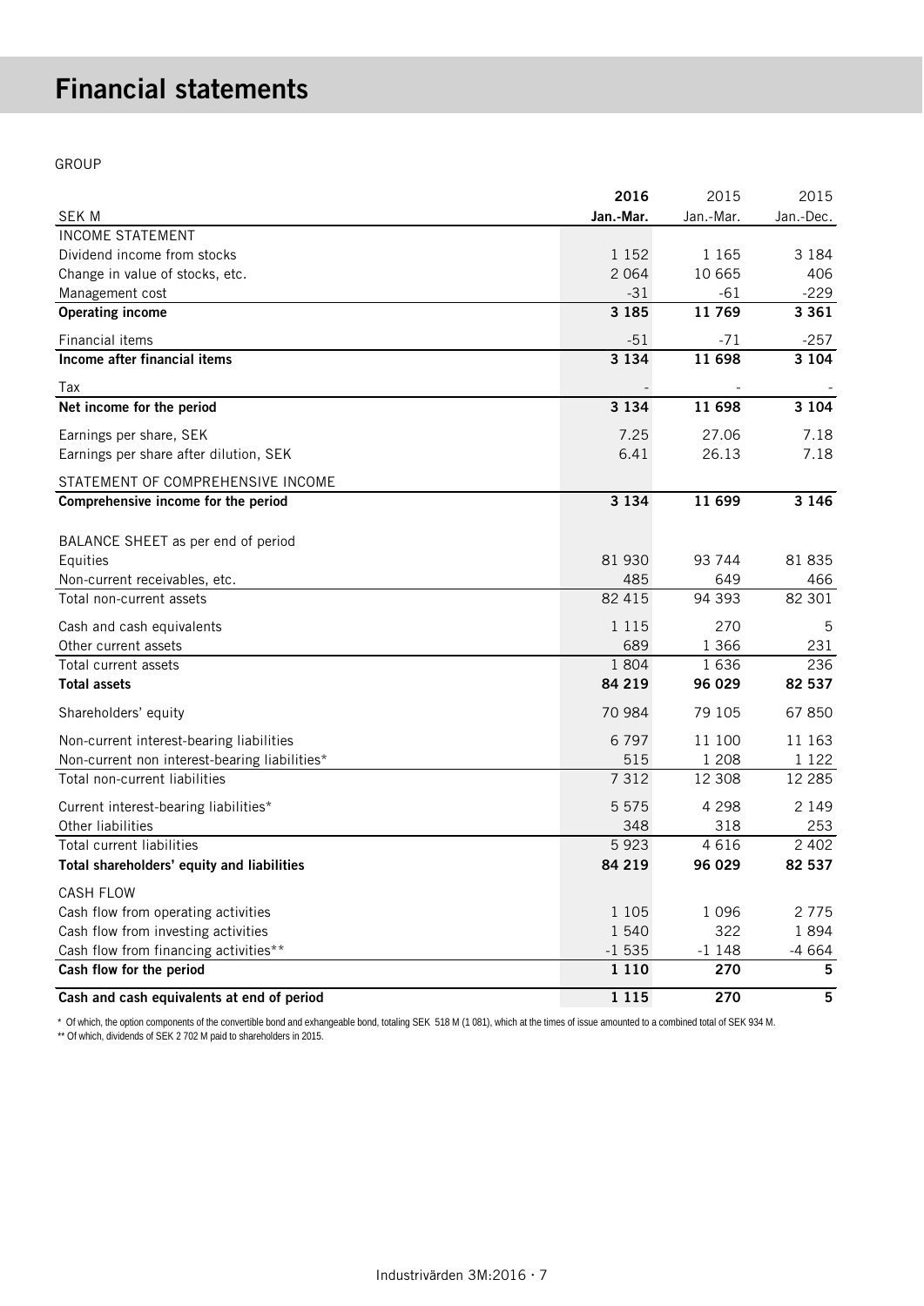# Financial statements

GROUP

| SEK M | 2016<br>Jan.-Mar. | 2015<br>Jan.-Mar. | 2015<br>Jan.-Dec. |
|---|---|---|---|
| INCOME STATEMENT | | | |
| Dividend income from stocks | 1 152 | 1 165 | 3 184 |
| Change in value of stocks, etc. | 2 064 | 10 665 | 406 |
| Management cost | -31 | -61 | -229 |
| **Operating income** | **3 185** | **11 769** | **3 361** |
| Financial items | -51 | -71 | -257 |
| **Income after financial items** | **3 134** | **11 698** | **3 104** |
| Tax | - | - | - |
| **Net income for the period** | **3 134** | **11 698** | **3 104** |
| Earnings per share, SEK | 7.25 | 27.06 | 7.18 |
| Earnings per share after dilution, SEK | 6.41 | 26.13 | 7.18 |
| STATEMENT OF COMPREHENSIVE INCOME | | | |
| **Comprehensive income for the period** | **3 134** | **11 699** | **3 146** |
| BALANCE SHEET as per end of period | | | |
| Equities | 81 930 | 93 744 | 81 835 |
| Non-current receivables, etc. | 485 | 649 | 466 |
| Total non-current assets | 82 415 | 94 393 | 82 301 |
| Cash and cash equivalents | 1 115 | 270 | 5 |
| Other current assets | 689 | 1 366 | 231 |
| Total current assets | 1 804 | 1 636 | 236 |
| **Total assets** | **84 219** | **96 029** | **82 537** |
| Shareholders' equity | 70 984 | 79 105 | 67 850 |
| Non-current interest-bearing liabilities | 6 797 | 11 100 | 11 163 |
| Non-current non interest-bearing liabilities* | 515 | 1 208 | 1 122 |
| Total non-current liabilities | 7 312 | 12 308 | 12 285 |
| Current interest-bearing liabilities* | 5 575 | 4 298 | 2 149 |
| Other liabilities | 348 | 318 | 253 |
| Total current liabilities | 5 923 | 4 616 | 2 402 |
| **Total shareholders' equity and liabilities** | **84 219** | **96 029** | **82 537** |
| CASH FLOW | | | |
| Cash flow from operating activities | 1 105 | 1 096 | 2 775 |
| Cash flow from investing activities | 1 540 | 322 | 1 894 |
| Cash flow from financing activities** | -1 535 | -1 148 | -4 664 |
| **Cash flow for the period** | **1 110** | **270** | **5** |
| **Cash and cash equivalents at end of period** | **1 115** | **270** | **5** |

\* Of which, the option components of the convertible bond and exhangeable bond, totaling SEK 518 M (1 081), which at the times of issue amounted to a combined total of SEK 934 M.

** Of which, dividends of SEK 2 702 M paid to shareholders in 2015.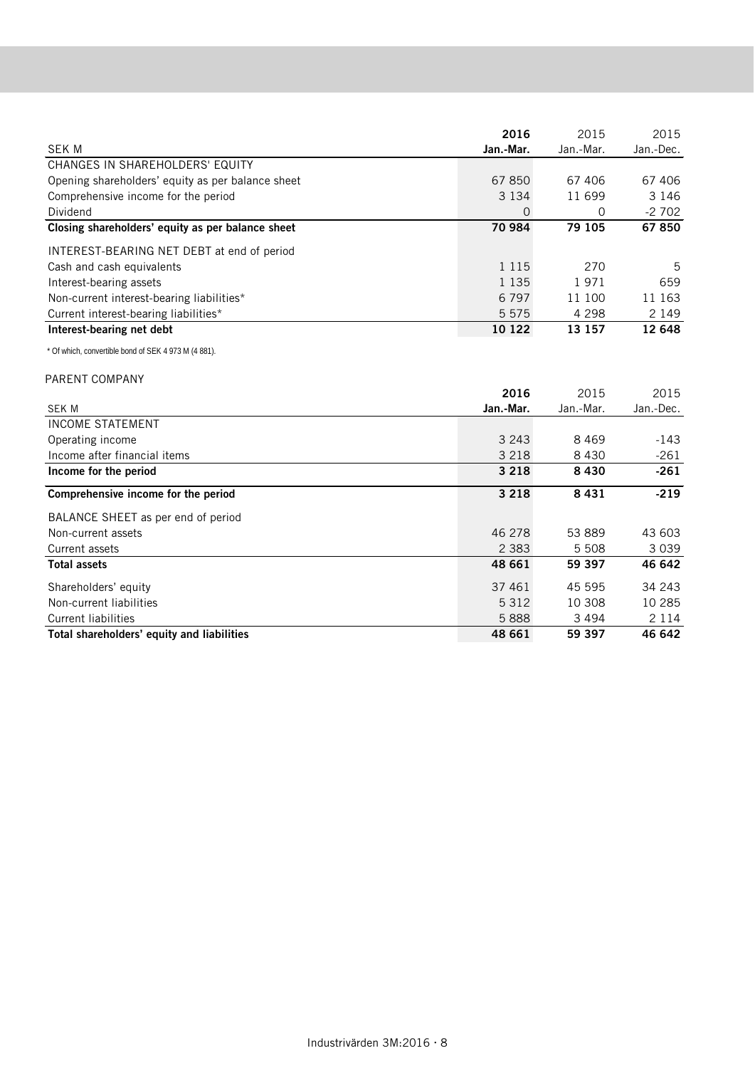| SEK M | 2016 Jan.-Mar. | 2015 Jan.-Mar. | 2015 Jan.-Dec. |
|---|---|---|---|
| CHANGES IN SHAREHOLDERS' EQUITY | | | |
| Opening shareholders' equity as per balance sheet | 67 850 | 67 406 | 67 406 |
| Comprehensive income for the period | 3 134 | 11 699 | 3 146 |
| Dividend | 0 | 0 | -2 702 |
| **Closing shareholders' equity as per balance sheet** | **70 984** | **79 105** | **67 850** |
| INTEREST-BEARING NET DEBT at end of period | | | |
| Cash and cash equivalents | 1 115 | 270 | 5 |
| Interest-bearing assets | 1 135 | 1 971 | 659 |
| Non-current interest-bearing liabilities* | 6 797 | 11 100 | 11 163 |
| Current interest-bearing liabilities* | 5 575 | 4 298 | 2 149 |
| **Interest-bearing net debt** | **10 122** | **13 157** | **12 648** |

\* Of which, convertible bond of SEK 4 973 M (4 881).

PARENT COMPANY

| SEK M | 2016 Jan.-Mar. | 2015 Jan.-Mar. | 2015 Jan.-Dec. |
|---|---|---|---|
| INCOME STATEMENT | | | |
| Operating income | 3 243 | 8 469 | -143 |
| Income after financial items | 3 218 | 8 430 | -261 |
| **Income for the period** | **3 218** | **8 430** | **-261** |
| **Comprehensive income for the period** | **3 218** | **8 431** | **-219** |
| BALANCE SHEET as per end of period | | | |
| Non-current assets | 46 278 | 53 889 | 43 603 |
| Current assets | 2 383 | 5 508 | 3 039 |
| **Total assets** | **48 661** | **59 397** | **46 642** |
| Shareholders' equity | 37 461 | 45 595 | 34 243 |
| Non-current liabilities | 5 312 | 10 308 | 10 285 |
| Current liabilities | 5 888 | 3 494 | 2 114 |
| **Total shareholders' equity and liabilities** | **48 661** | **59 397** | **46 642** |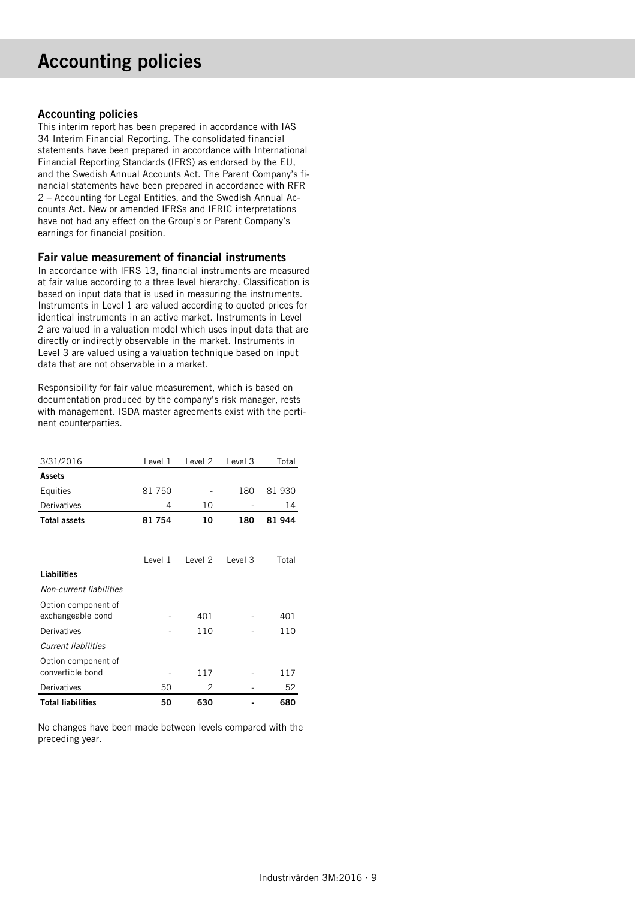# Accounting policies

## Accounting policies

This interim report has been prepared in accordance with IAS 34 Interim Financial Reporting. The consolidated financial statements have been prepared in accordance with International Financial Reporting Standards (IFRS) as endorsed by the EU, and the Swedish Annual Accounts Act. The Parent Company's financial statements have been prepared in accordance with RFR 2 – Accounting for Legal Entities, and the Swedish Annual Accounts Act. New or amended IFRSs and IFRIC interpretations have not had any effect on the Group's or Parent Company's earnings for financial position.

## Fair value measurement of financial instruments

In accordance with IFRS 13, financial instruments are measured at fair value according to a three level hierarchy. Classification is based on input data that is used in measuring the instruments. Instruments in Level 1 are valued according to quoted prices for identical instruments in an active market. Instruments in Level 2 are valued in a valuation model which uses input data that are directly or indirectly observable in the market. Instruments in Level 3 are valued using a valuation technique based on input data that are not observable in a market.

Responsibility for fair value measurement, which is based on documentation produced by the company's risk manager, rests with management. ISDA master agreements exist with the pertinent counterparties.

| 3/31/2016 | Level 1 | Level 2 | Level 3 | Total |
|---|---|---|---|---|
| **Assets** | | | | |
| Equities | 81 750 | - | 180 | 81 930 |
| Derivatives | 4 | 10 | - | 14 |
| **Total assets** | **81 754** | **10** | **180** | **81 944** |

| | Level 1 | Level 2 | Level 3 | Total |
|---|---|---|---|---|
| **Liabilities** | | | | |
| *Non-current liabilities* | | | | |
| Option component of exchangeable bond | - | 401 | - | 401 |
| Derivatives | - | 110 | - | 110 |
| *Current liabilities* | | | | |
| Option component of convertible bond | - | 117 | - | 117 |
| Derivatives | 50 | 2 | - | 52 |
| **Total liabilities** | **50** | **630** | **-** | **680** |

No changes have been made between levels compared with the preceding year.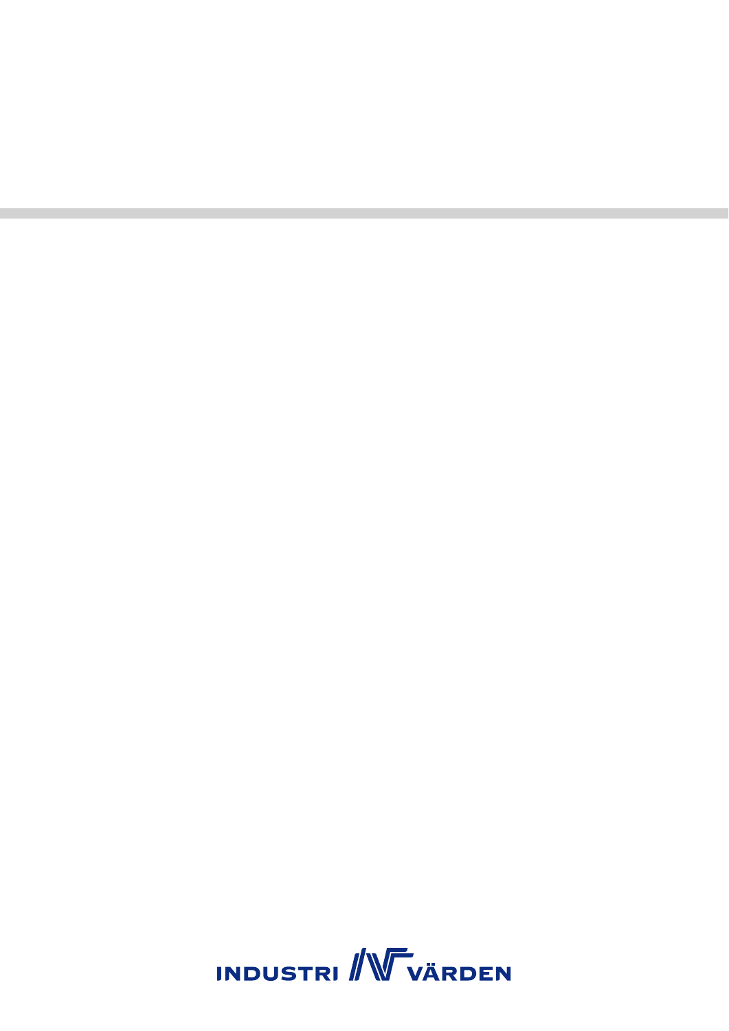INDUSTRI VÄRDEN